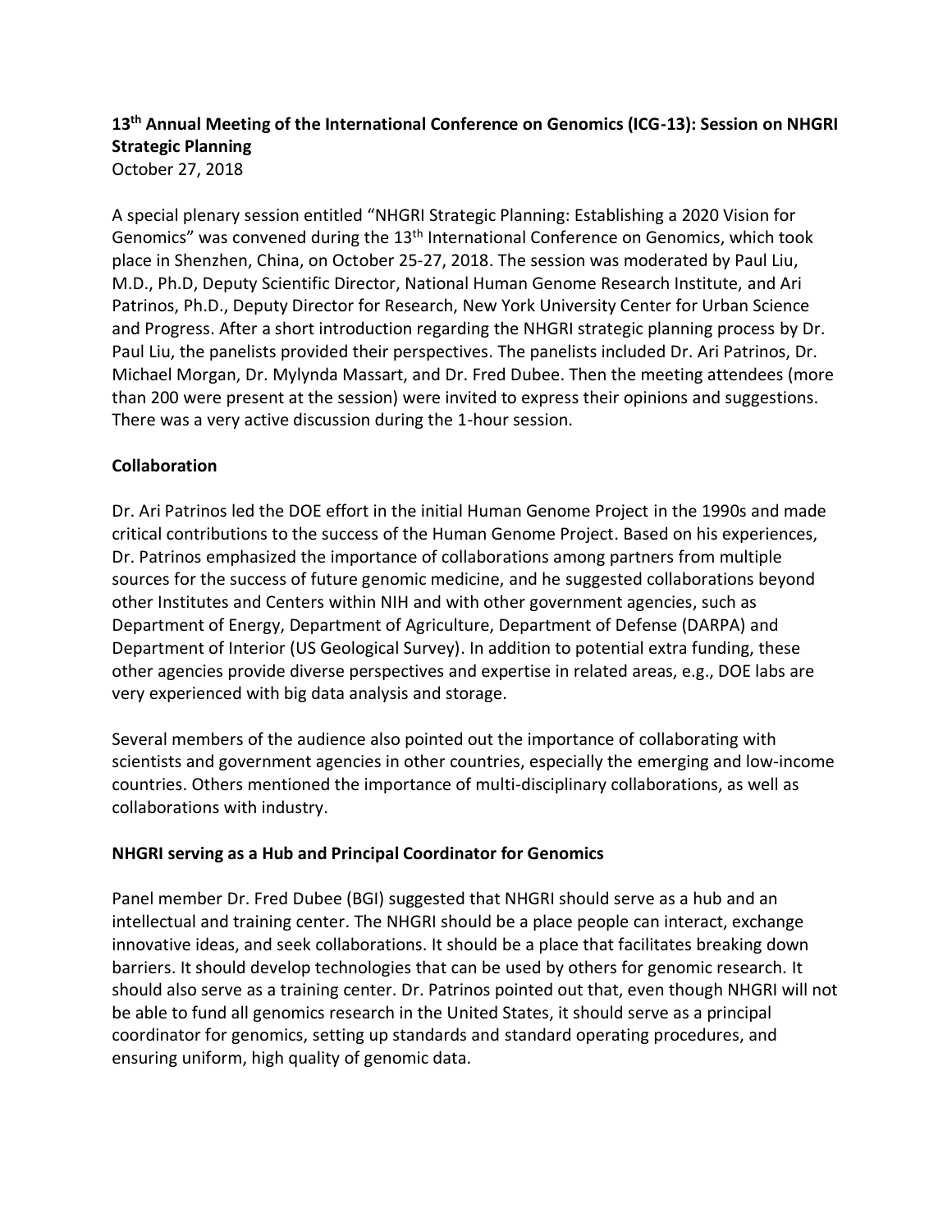**13th Annual Meeting of the International Conference on Genomics (ICG-13): Session on NHGRI Strategic Planning**

October 27, 2018

A special plenary session entitled "NHGRI Strategic Planning: Establishing a 2020 Vision for Genomics" was convened during the 13th International Conference on Genomics, which took place in Shenzhen, China, on October 25-27, 2018. The session was moderated by Paul Liu, M.D., Ph.D, Deputy Scientific Director, National Human Genome Research Institute, and Ari Patrinos, Ph.D., Deputy Director for Research, New York University Center for Urban Science and Progress. After a short introduction regarding the NHGRI strategic planning process by Dr. Paul Liu, the panelists provided their perspectives. The panelists included Dr. Ari Patrinos, Dr. Michael Morgan, Dr. Mylynda Massart, and Dr. Fred Dubee. Then the meeting attendees (more than 200 were present at the session) were invited to express their opinions and suggestions. There was a very active discussion during the 1-hour session.

**Collaboration**

Dr. Ari Patrinos led the DOE effort in the initial Human Genome Project in the 1990s and made critical contributions to the success of the Human Genome Project. Based on his experiences, Dr. Patrinos emphasized the importance of collaborations among partners from multiple sources for the success of future genomic medicine, and he suggested collaborations beyond other Institutes and Centers within NIH and with other government agencies, such as Department of Energy, Department of Agriculture, Department of Defense (DARPA) and Department of Interior (US Geological Survey). In addition to potential extra funding, these other agencies provide diverse perspectives and expertise in related areas, e.g., DOE labs are very experienced with big data analysis and storage.

Several members of the audience also pointed out the importance of collaborating with scientists and government agencies in other countries, especially the emerging and low-income countries. Others mentioned the importance of multi-disciplinary collaborations, as well as collaborations with industry.

**NHGRI serving as a Hub and Principal Coordinator for Genomics**

Panel member Dr. Fred Dubee (BGI) suggested that NHGRI should serve as a hub and an intellectual and training center. The NHGRI should be a place people can interact, exchange innovative ideas, and seek collaborations. It should be a place that facilitates breaking down barriers. It should develop technologies that can be used by others for genomic research. It should also serve as a training center. Dr. Patrinos pointed out that, even though NHGRI will not be able to fund all genomics research in the United States, it should serve as a principal coordinator for genomics, setting up standards and standard operating procedures, and ensuring uniform, high quality of genomic data.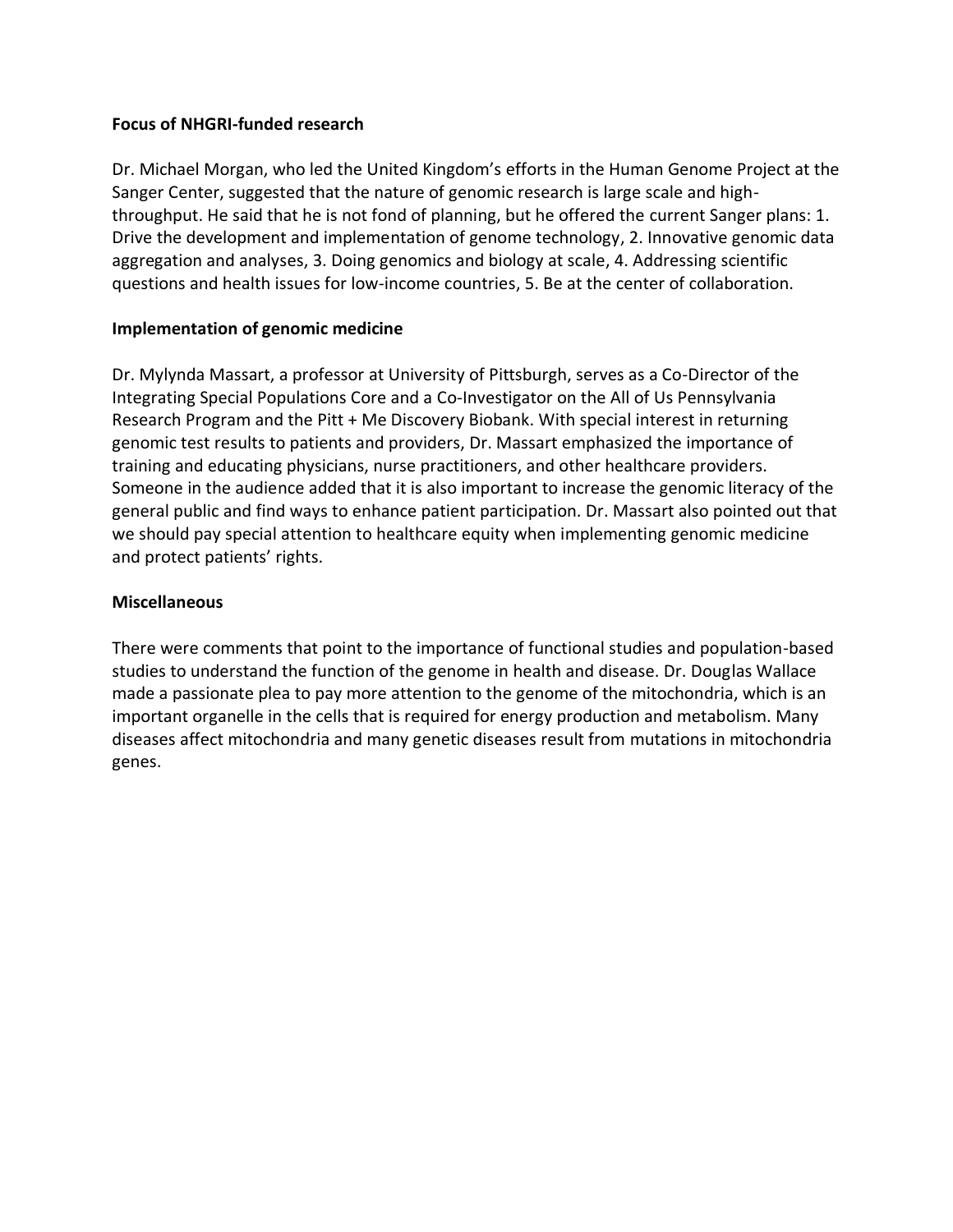**Focus of NHGRI-funded research**

Dr. Michael Morgan, who led the United Kingdom's efforts in the Human Genome Project at the Sanger Center, suggested that the nature of genomic research is large scale and high-throughput. He said that he is not fond of planning, but he offered the current Sanger plans: 1. Drive the development and implementation of genome technology, 2. Innovative genomic data aggregation and analyses, 3. Doing genomics and biology at scale, 4. Addressing scientific questions and health issues for low-income countries, 5. Be at the center of collaboration.

**Implementation of genomic medicine**

Dr. Mylynda Massart, a professor at University of Pittsburgh, serves as a Co-Director of the Integrating Special Populations Core and a Co-Investigator on the All of Us Pennsylvania Research Program and the Pitt + Me Discovery Biobank. With special interest in returning genomic test results to patients and providers, Dr. Massart emphasized the importance of training and educating physicians, nurse practitioners, and other healthcare providers. Someone in the audience added that it is also important to increase the genomic literacy of the general public and find ways to enhance patient participation. Dr. Massart also pointed out that we should pay special attention to healthcare equity when implementing genomic medicine and protect patients' rights.

**Miscellaneous**

There were comments that point to the importance of functional studies and population-based studies to understand the function of the genome in health and disease. Dr. Douglas Wallace made a passionate plea to pay more attention to the genome of the mitochondria, which is an important organelle in the cells that is required for energy production and metabolism. Many diseases affect mitochondria and many genetic diseases result from mutations in mitochondria genes.